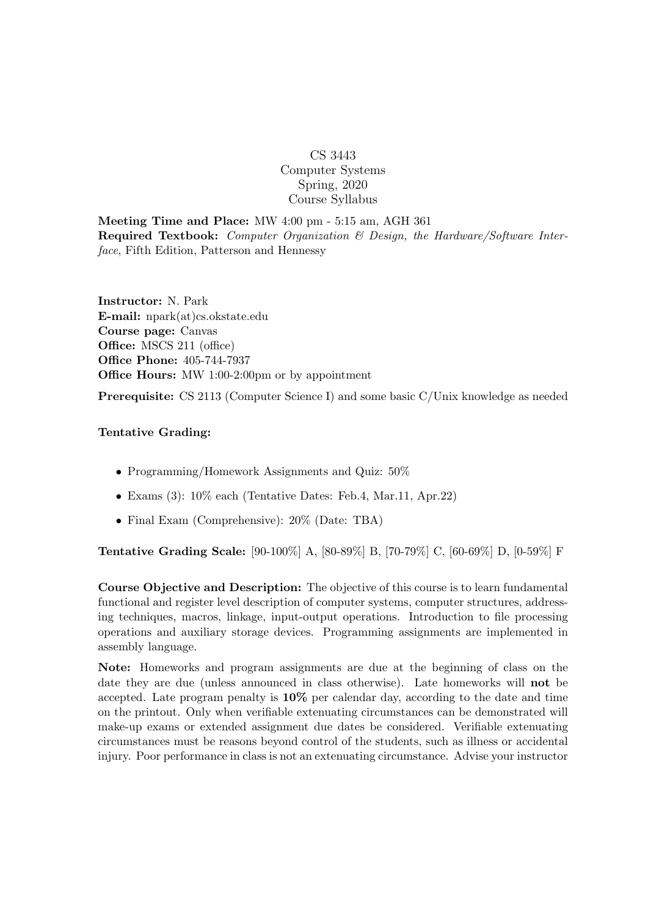# CS 3443
## Computer Systems
### Spring, 2020
### Course Syllabus

**Meeting Time and Place:** MW 4:00 pm - 5:15 am, AGH 361
**Required Textbook:** *Computer Organization & Design, the Hardware/Software Interface*, Fifth Edition, Patterson and Hennessy

**Instructor:** N. Park
**E-mail:** npark(at)cs.okstate.edu
**Course page:** Canvas
**Office:** MSCS 211 (office)
**Office Phone:** 405-744-7937
**Office Hours:** MW 1:00-2:00pm or by appointment

**Prerequisite:** CS 2113 (Computer Science I) and some basic C/Unix knowledge as needed

**Tentative Grading:**

- Programming/Homework Assignments and Quiz: 50%
- Exams (3): 10% each (Tentative Dates: Feb.4, Mar.11, Apr.22)
- Final Exam (Comprehensive): 20% (Date: TBA)

**Tentative Grading Scale:** [90-100%] A, [80-89%] B, [70-79%] C, [60-69%] D, [0-59%] F

**Course Objective and Description:** The objective of this course is to learn fundamental functional and register level description of computer systems, computer structures, addressing techniques, macros, linkage, input-output operations. Introduction to file processing operations and auxiliary storage devices. Programming assignments are implemented in assembly language.

**Note:** Homeworks and program assignments are due at the beginning of class on the date they are due (unless announced in class otherwise). Late homeworks will **not** be accepted. Late program penalty is **10%** per calendar day, according to the date and time on the printout. Only when verifiable extenuating circumstances can be demonstrated will make-up exams or extended assignment due dates be considered. Verifiable extenuating circumstances must be reasons beyond control of the students, such as illness or accidental injury. Poor performance in class is not an extenuating circumstance. Advise your instructor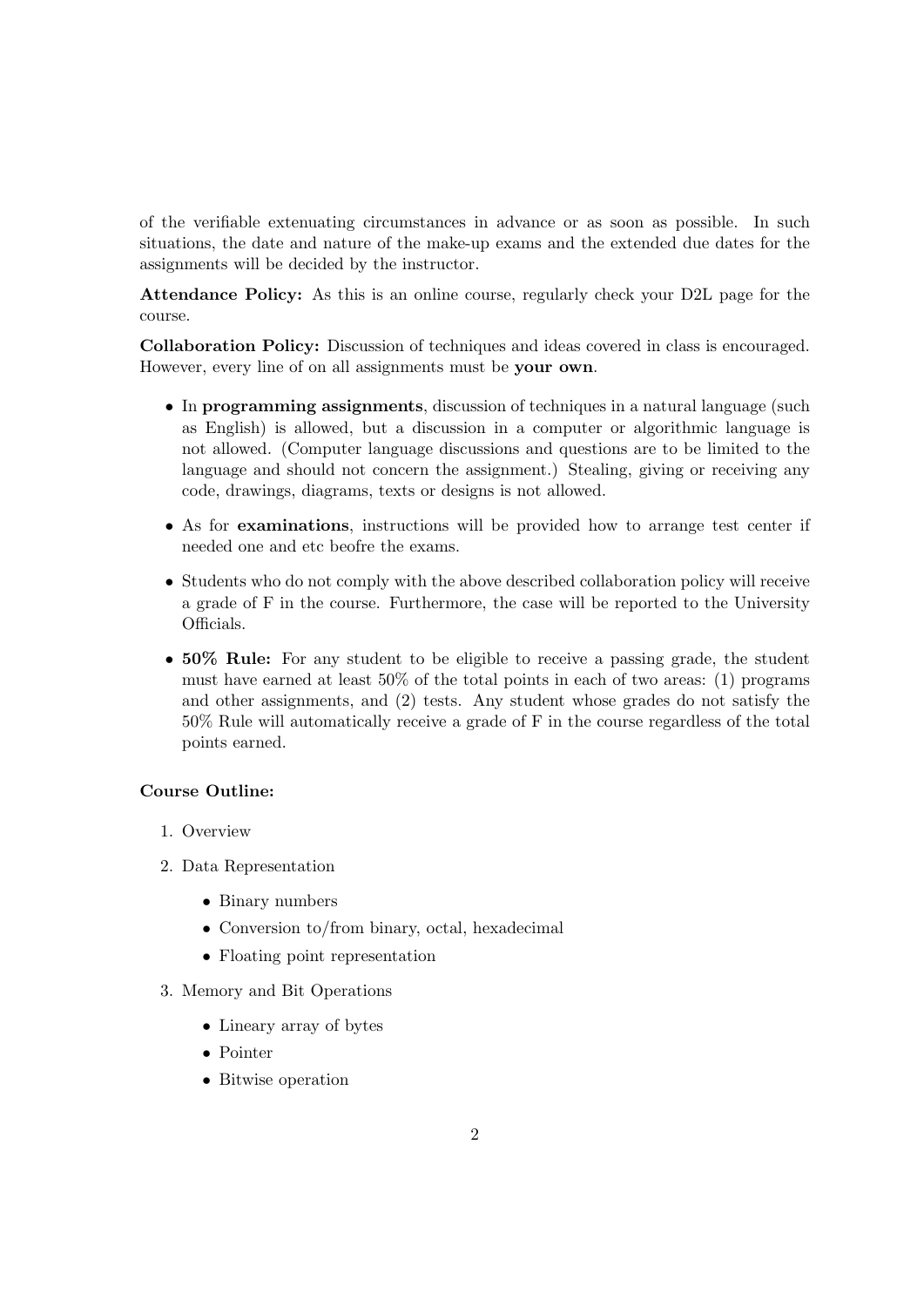of the verifiable extenuating circumstances in advance or as soon as possible. In such situations, the date and nature of the make-up exams and the extended due dates for the assignments will be decided by the instructor.

**Attendance Policy:** As this is an online course, regularly check your D2L page for the course.

**Collaboration Policy:** Discussion of techniques and ideas covered in class is encouraged. However, every line of on all assignments must be **your own**.

- In **programming assignments**, discussion of techniques in a natural language (such as English) is allowed, but a discussion in a computer or algorithmic language is not allowed. (Computer language discussions and questions are to be limited to the language and should not concern the assignment.) Stealing, giving or receiving any code, drawings, diagrams, texts or designs is not allowed.
- As for **examinations**, instructions will be provided how to arrange test center if needed one and etc beofre the exams.
- Students who do not comply with the above described collaboration policy will receive a grade of F in the course. Furthermore, the case will be reported to the University Officials.
- **50% Rule:** For any student to be eligible to receive a passing grade, the student must have earned at least 50% of the total points in each of two areas: (1) programs and other assignments, and (2) tests. Any student whose grades do not satisfy the 50% Rule will automatically receive a grade of F in the course regardless of the total points earned.

**Course Outline:**

1. Overview
2. Data Representation
   - Binary numbers
   - Conversion to/from binary, octal, hexadecimal
   - Floating point representation
3. Memory and Bit Operations
   - Lineary array of bytes
   - Pointer
   - Bitwise operation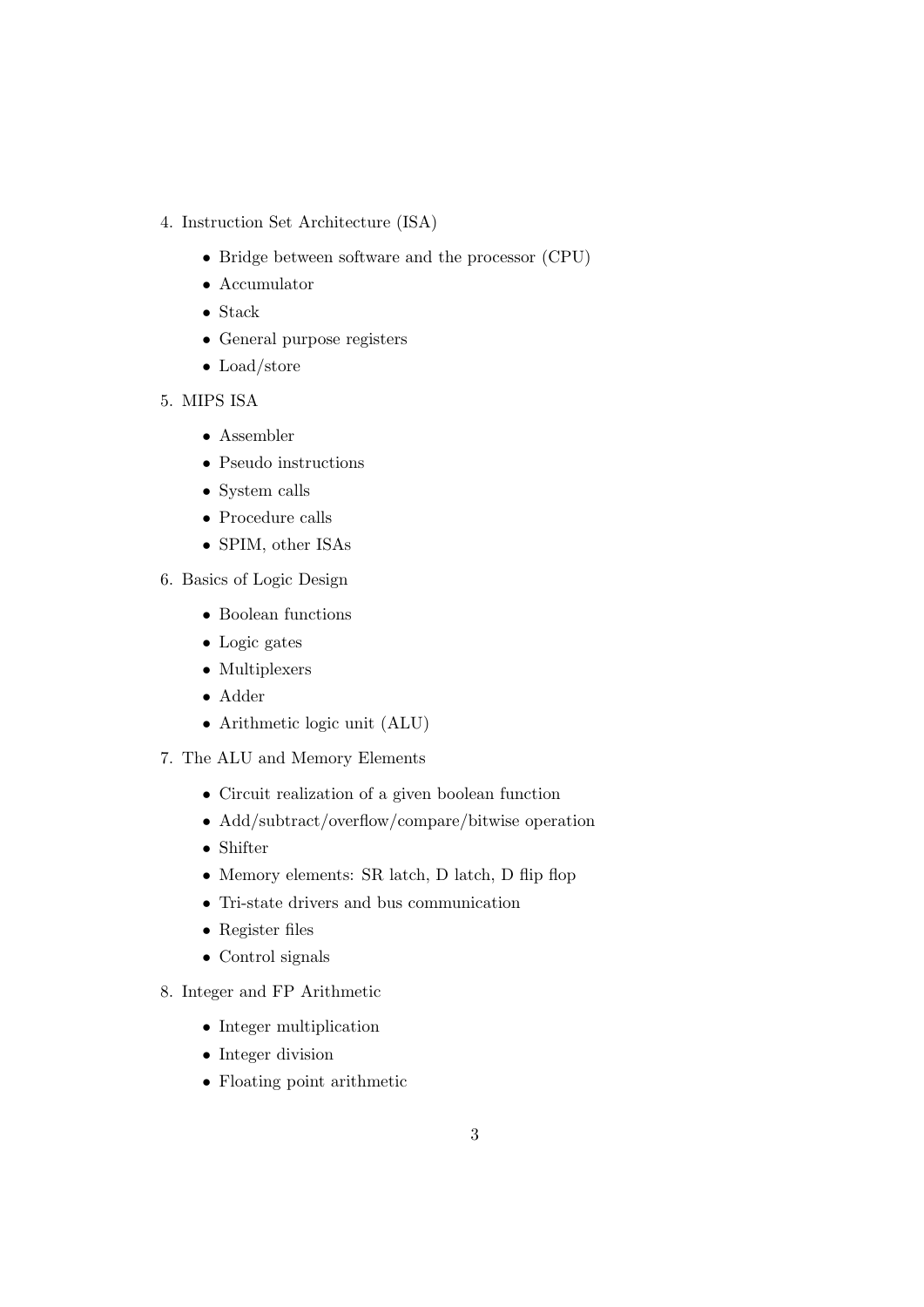4. Instruction Set Architecture (ISA)
    - Bridge between software and the processor (CPU)
    - Accumulator
    - Stack
    - General purpose registers
    - Load/store
5. MIPS ISA
    - Assembler
    - Pseudo instructions
    - System calls
    - Procedure calls
    - SPIM, other ISAs
6. Basics of Logic Design
    - Boolean functions
    - Logic gates
    - Multiplexers
    - Adder
    - Arithmetic logic unit (ALU)
7. The ALU and Memory Elements
    - Circuit realization of a given boolean function
    - Add/subtract/overflow/compare/bitwise operation
    - Shifter
    - Memory elements: SR latch, D latch, D flip flop
    - Tri-state drivers and bus communication
    - Register files
    - Control signals
8. Integer and FP Arithmetic
    - Integer multiplication
    - Integer division
    - Floating point arithmetic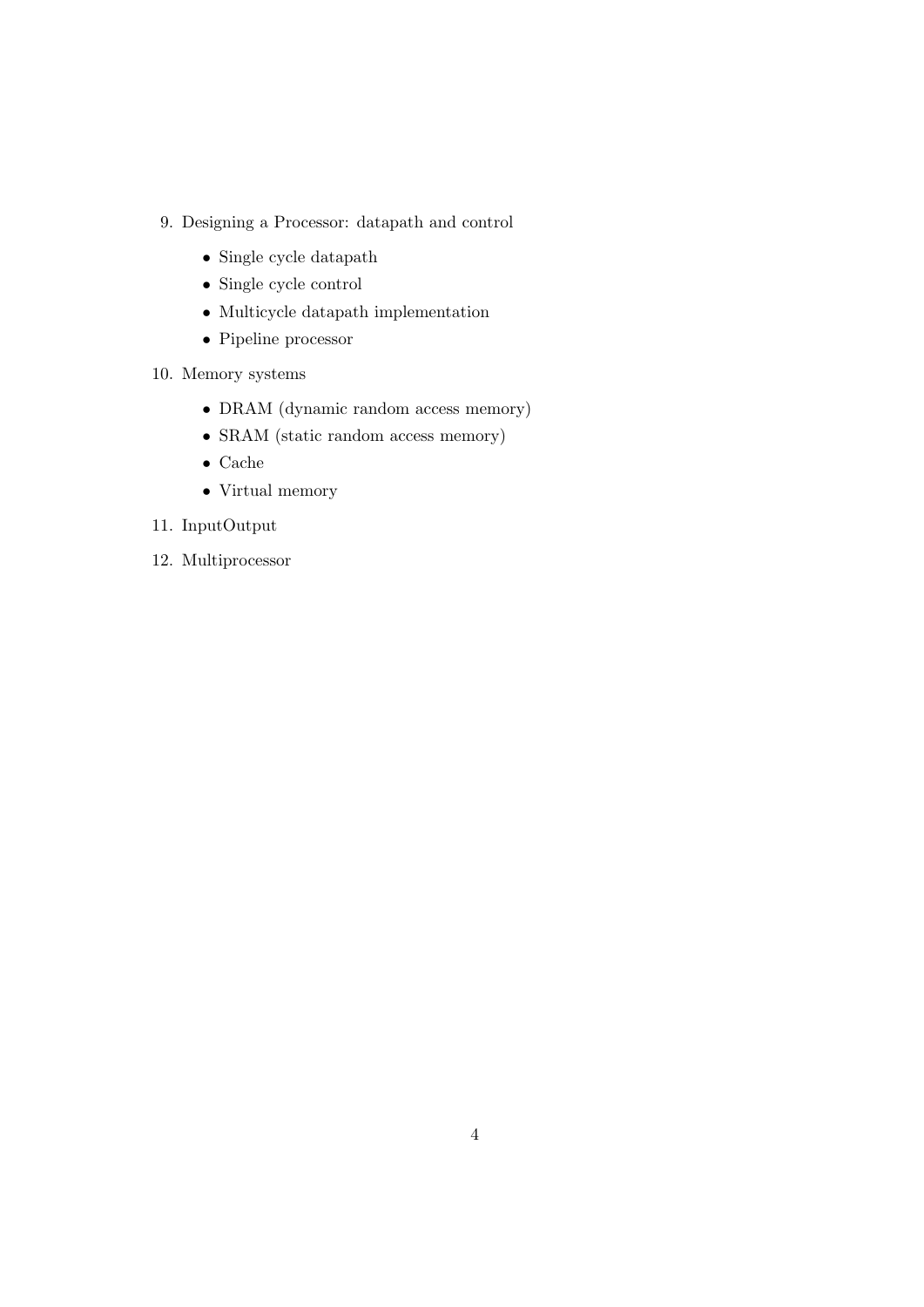9. Designing a Processor: datapath and control
    - Single cycle datapath
    - Single cycle control
    - Multicycle datapath implementation
    - Pipeline processor
10. Memory systems
    - DRAM (dynamic random access memory)
    - SRAM (static random access memory)
    - Cache
    - Virtual memory
11. InputOutput
12. Multiprocessor